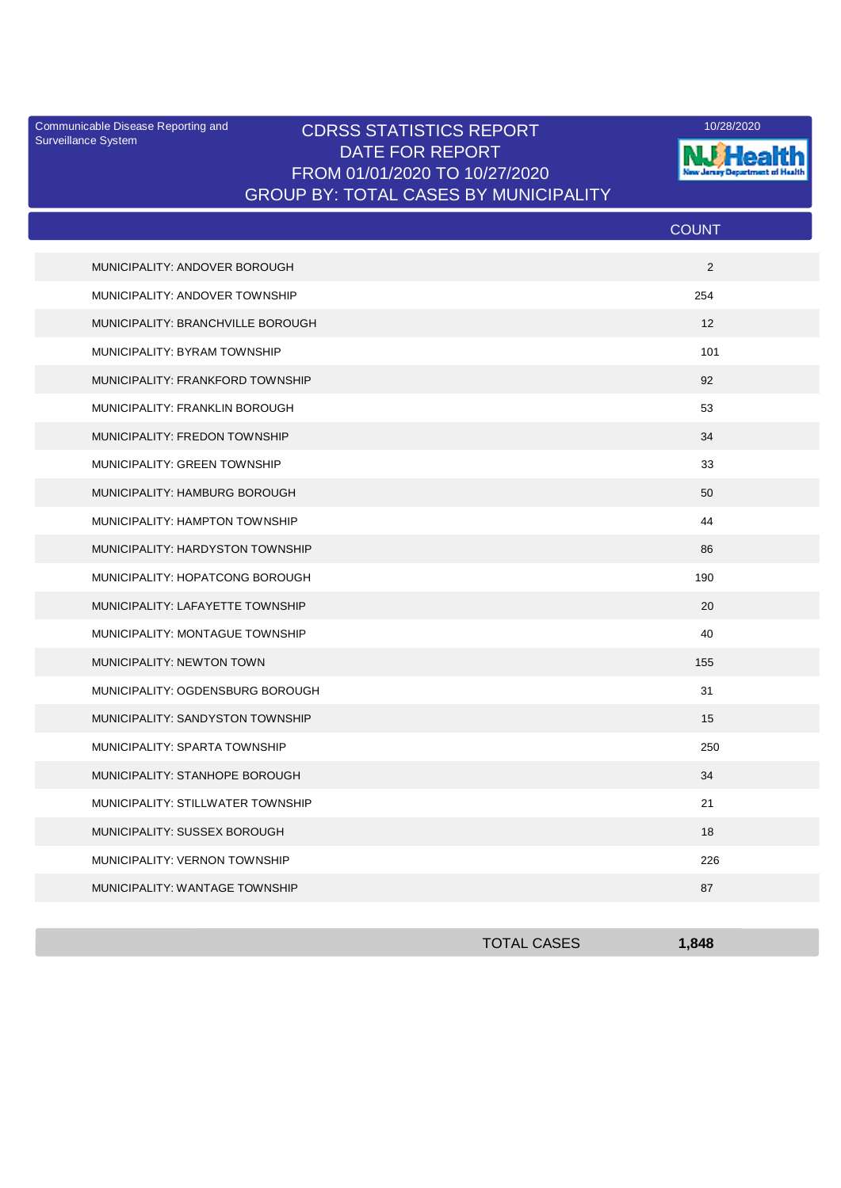Communicable Disease Reporting and Surveillance System

10/28/2020

# CDRSS STATISTICS REPORT
## DATE FOR REPORT
## FROM 01/01/2020 TO 10/27/2020
## GROUP BY: TOTAL CASES BY MUNICIPALITY

| | COUNT |
|---|---|
| MUNICIPALITY: ANDOVER BOROUGH | 2 |
| MUNICIPALITY: ANDOVER TOWNSHIP | 254 |
| MUNICIPALITY: BRANCHVILLE BOROUGH | 12 |
| MUNICIPALITY: BYRAM TOWNSHIP | 101 |
| MUNICIPALITY: FRANKFORD TOWNSHIP | 92 |
| MUNICIPALITY: FRANKLIN BOROUGH | 53 |
| MUNICIPALITY: FREDON TOWNSHIP | 34 |
| MUNICIPALITY: GREEN TOWNSHIP | 33 |
| MUNICIPALITY: HAMBURG BOROUGH | 50 |
| MUNICIPALITY: HAMPTON TOWNSHIP | 44 |
| MUNICIPALITY: HARDYSTON TOWNSHIP | 86 |
| MUNICIPALITY: HOPATCONG BOROUGH | 190 |
| MUNICIPALITY: LAFAYETTE TOWNSHIP | 20 |
| MUNICIPALITY: MONTAGUE TOWNSHIP | 40 |
| MUNICIPALITY: NEWTON TOWN | 155 |
| MUNICIPALITY: OGDENSBURG BOROUGH | 31 |
| MUNICIPALITY: SANDYSTON TOWNSHIP | 15 |
| MUNICIPALITY: SPARTA TOWNSHIP | 250 |
| MUNICIPALITY: STANHOPE BOROUGH | 34 |
| MUNICIPALITY: STILLWATER TOWNSHIP | 21 |
| MUNICIPALITY: SUSSEX BOROUGH | 18 |
| MUNICIPALITY: VERNON TOWNSHIP | 226 |
| MUNICIPALITY: WANTAGE TOWNSHIP | 87 |
| TOTAL CASES | **1,848** |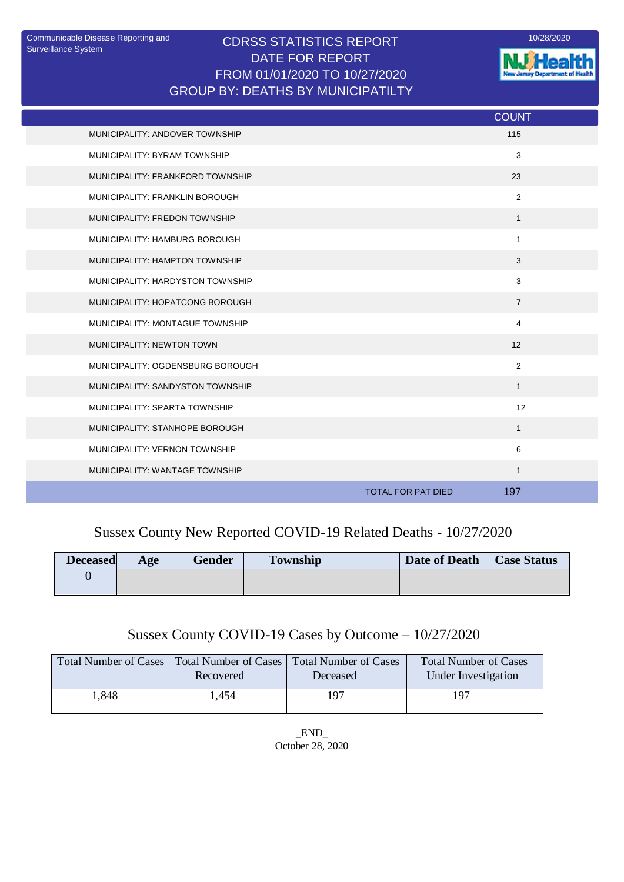Communicable Disease Reporting and Surveillance System

# CDRSS STATISTICS REPORT
## DATE FOR REPORT
## FROM 01/01/2020 TO 10/27/2020
## GROUP BY: DEATHS BY MUNICIPATILTY

10/28/2020

| | COUNT |
|---|---|
| MUNICIPALITY: ANDOVER TOWNSHIP | 115 |
| MUNICIPALITY: BYRAM TOWNSHIP | 3 |
| MUNICIPALITY: FRANKFORD TOWNSHIP | 23 |
| MUNICIPALITY: FRANKLIN BOROUGH | 2 |
| MUNICIPALITY: FREDON TOWNSHIP | 1 |
| MUNICIPALITY: HAMBURG BOROUGH | 1 |
| MUNICIPALITY: HAMPTON TOWNSHIP | 3 |
| MUNICIPALITY: HARDYSTON TOWNSHIP | 3 |
| MUNICIPALITY: HOPATCONG BOROUGH | 7 |
| MUNICIPALITY: MONTAGUE TOWNSHIP | 4 |
| MUNICIPALITY: NEWTON TOWN | 12 |
| MUNICIPALITY: OGDENSBURG BOROUGH | 2 |
| MUNICIPALITY: SANDYSTON TOWNSHIP | 1 |
| MUNICIPALITY: SPARTA TOWNSHIP | 12 |
| MUNICIPALITY: STANHOPE BOROUGH | 1 |
| MUNICIPALITY: VERNON TOWNSHIP | 6 |
| MUNICIPALITY: WANTAGE TOWNSHIP | 1 |
| TOTAL FOR PAT DIED | 197 |

## Sussex County New Reported COVID-19 Related Deaths - 10/27/2020

| Deceased | Age | Gender | Township | Date of Death | Case Status |
|---|---|---|---|---|---|
| 0 | | | | | |

## Sussex County COVID-19 Cases by Outcome – 10/27/2020

| Total Number of Cases | Total Number of Cases Recovered | Total Number of Cases Deceased | Total Number of Cases Under Investigation |
|---|---|---|---|
| 1,848 | 1,454 | 197 | 197 |

_END_
October 28, 2020